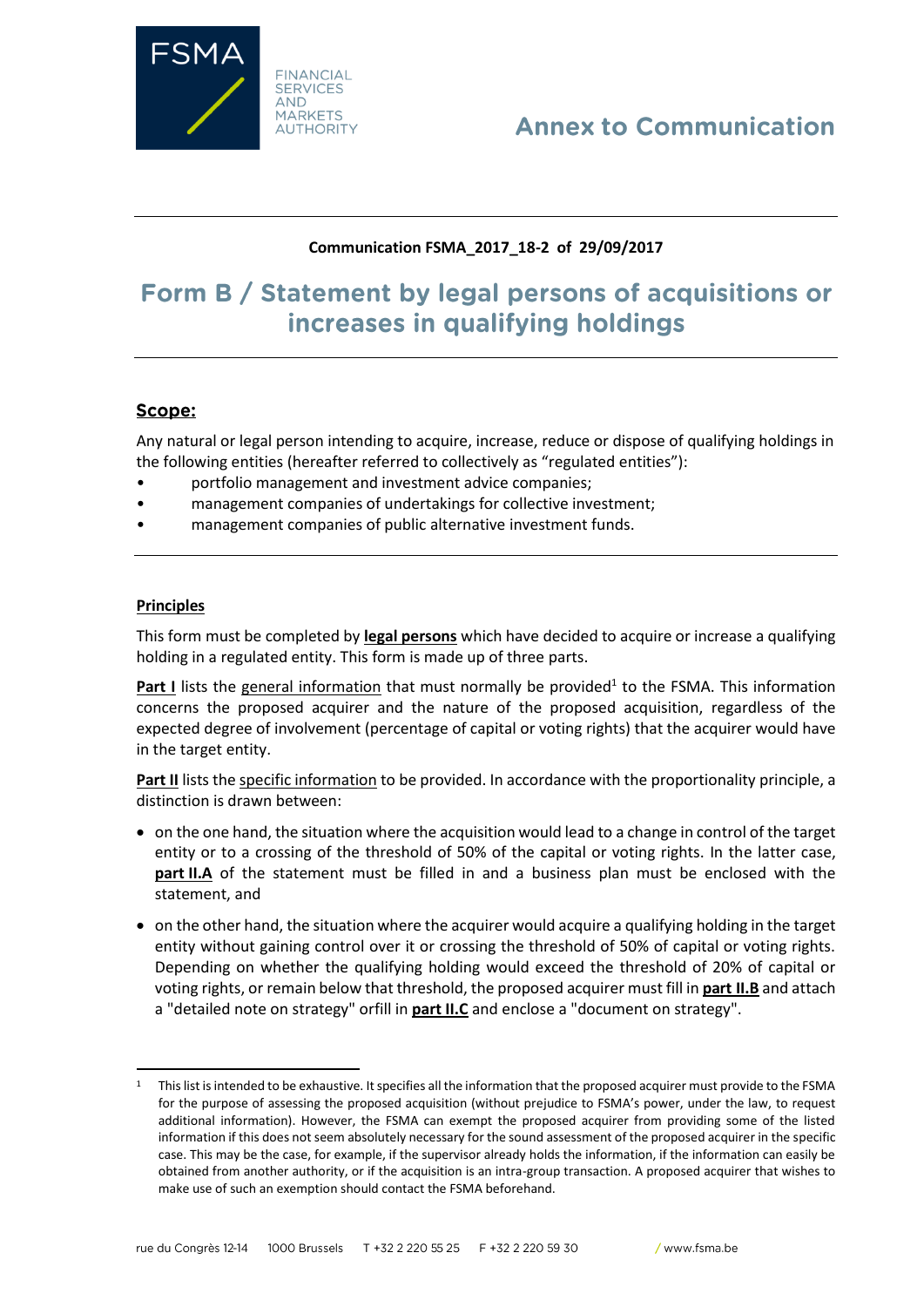FSMA — FINANCIAL SERVICES AND MARKETS AUTHORITY

# Annex to Communication

**Communication FSMA_2017_18-2 of 29/09/2017**

# Form B / Statement by legal persons of acquisitions or increases in qualifying holdings

## Scope:

Any natural or legal person intending to acquire, increase, reduce or dispose of qualifying holdings in the following entities (hereafter referred to collectively as "regulated entities"):

- portfolio management and investment advice companies;
- management companies of undertakings for collective investment;
- management companies of public alternative investment funds.

### Principles

This form must be completed by **legal persons** which have decided to acquire or increase a qualifying holding in a regulated entity. This form is made up of three parts.

**Part I** lists the general information that must normally be provided[1] to the FSMA. This information concerns the proposed acquirer and the nature of the proposed acquisition, regardless of the expected degree of involvement (percentage of capital or voting rights) that the acquirer would have in the target entity.

**Part II** lists the specific information to be provided. In accordance with the proportionality principle, a distinction is drawn between:

- on the one hand, the situation where the acquisition would lead to a change in control of the target entity or to a crossing of the threshold of 50% of the capital or voting rights. In the latter case, **part II.A** of the statement must be filled in and a business plan must be enclosed with the statement, and
- on the other hand, the situation where the acquirer would acquire a qualifying holding in the target entity without gaining control over it or crossing the threshold of 50% of capital or voting rights. Depending on whether the qualifying holding would exceed the threshold of 20% of capital or voting rights, or remain below that threshold, the proposed acquirer must fill in **part II.B** and attach a "detailed note on strategy" orfill in **part II.C** and enclose a "document on strategy".

[1] This list is intended to be exhaustive. It specifies all the information that the proposed acquirer must provide to the FSMA for the purpose of assessing the proposed acquisition (without prejudice to FSMA's power, under the law, to request additional information). However, the FSMA can exempt the proposed acquirer from providing some of the listed information if this does not seem absolutely necessary for the sound assessment of the proposed acquirer in the specific case. This may be the case, for example, if the supervisor already holds the information, if the information can easily be obtained from another authority, or if the acquisition is an intra-group transaction. A proposed acquirer that wishes to make use of such an exemption should contact the FSMA beforehand.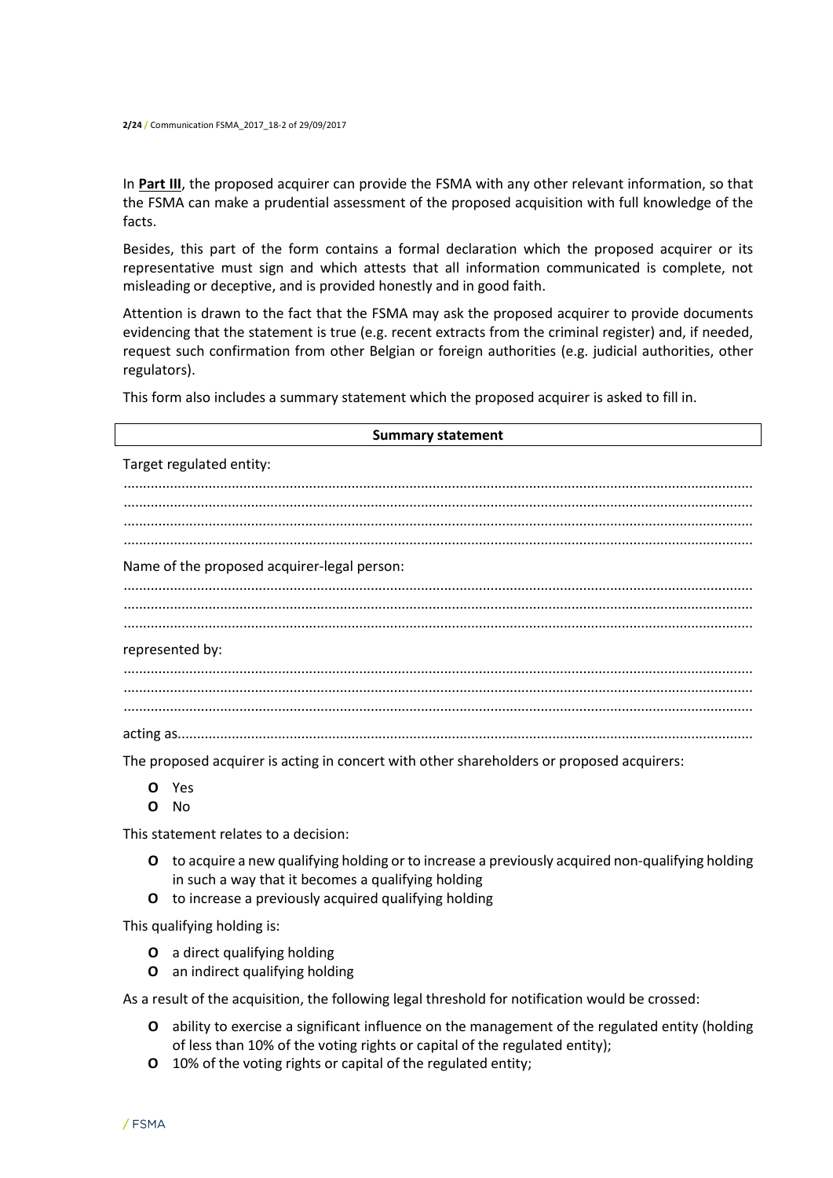In **Part III**, the proposed acquirer can provide the FSMA with any other relevant information, so that the FSMA can make a prudential assessment of the proposed acquisition with full knowledge of the facts.

Besides, this part of the form contains a formal declaration which the proposed acquirer or its representative must sign and which attests that all information communicated is complete, not misleading or deceptive, and is provided honestly and in good faith.

Attention is drawn to the fact that the FSMA may ask the proposed acquirer to provide documents evidencing that the statement is true (e.g. recent extracts from the criminal register) and, if needed, request such confirmation from other Belgian or foreign authorities (e.g. judicial authorities, other regulators).

This form also includes a summary statement which the proposed acquirer is asked to fill in.

| **Summary statement** |
|---|

Target regulated entity:

................................................................................................................................................
................................................................................................................................................
................................................................................................................................................
................................................................................................................................................

Name of the proposed acquirer-legal person:

................................................................................................................................................
................................................................................................................................................
................................................................................................................................................

represented by:

................................................................................................................................................
................................................................................................................................................
................................................................................................................................................

acting as......................................................................................................................................

The proposed acquirer is acting in concert with other shareholders or proposed acquirers:

- **O** Yes
- **O** No

This statement relates to a decision:

- **O** to acquire a new qualifying holding or to increase a previously acquired non-qualifying holding in such a way that it becomes a qualifying holding
- **O** to increase a previously acquired qualifying holding

This qualifying holding is:

- **O** a direct qualifying holding
- **O** an indirect qualifying holding

As a result of the acquisition, the following legal threshold for notification would be crossed:

- **O** ability to exercise a significant influence on the management of the regulated entity (holding of less than 10% of the voting rights or capital of the regulated entity);
- **O** 10% of the voting rights or capital of the regulated entity;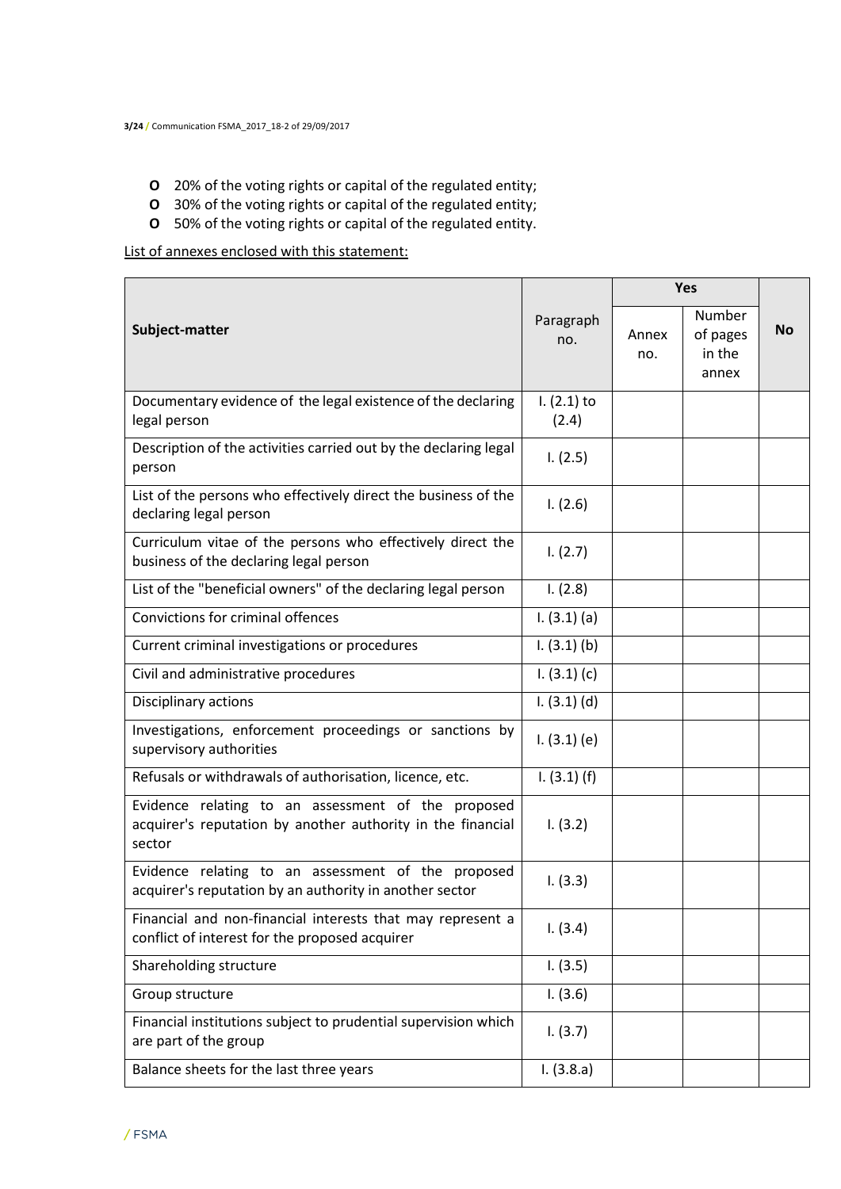- 20% of the voting rights or capital of the regulated entity;
- 30% of the voting rights or capital of the regulated entity;
- 50% of the voting rights or capital of the regulated entity.

List of annexes enclosed with this statement:

| Subject-matter | Paragraph no. | Yes | | No |
|---|---|---|---|---|
| | | Annex no. | Number of pages in the annex | |
| Documentary evidence of the legal existence of the declaring legal person | I. (2.1) to (2.4) | | | |
| Description of the activities carried out by the declaring legal person | I. (2.5) | | | |
| List of the persons who effectively direct the business of the declaring legal person | I. (2.6) | | | |
| Curriculum vitae of the persons who effectively direct the business of the declaring legal person | I. (2.7) | | | |
| List of the "beneficial owners" of the declaring legal person | I. (2.8) | | | |
| Convictions for criminal offences | I. (3.1) (a) | | | |
| Current criminal investigations or procedures | I. (3.1) (b) | | | |
| Civil and administrative procedures | I. (3.1) (c) | | | |
| Disciplinary actions | I. (3.1) (d) | | | |
| Investigations, enforcement proceedings or sanctions by supervisory authorities | I. (3.1) (e) | | | |
| Refusals or withdrawals of authorisation, licence, etc. | I. (3.1) (f) | | | |
| Evidence relating to an assessment of the proposed acquirer's reputation by another authority in the financial sector | I. (3.2) | | | |
| Evidence relating to an assessment of the proposed acquirer's reputation by an authority in another sector | I. (3.3) | | | |
| Financial and non-financial interests that may represent a conflict of interest for the proposed acquirer | I. (3.4) | | | |
| Shareholding structure | I. (3.5) | | | |
| Group structure | I. (3.6) | | | |
| Financial institutions subject to prudential supervision which are part of the group | I. (3.7) | | | |
| Balance sheets for the last three years | I. (3.8.a) | | | |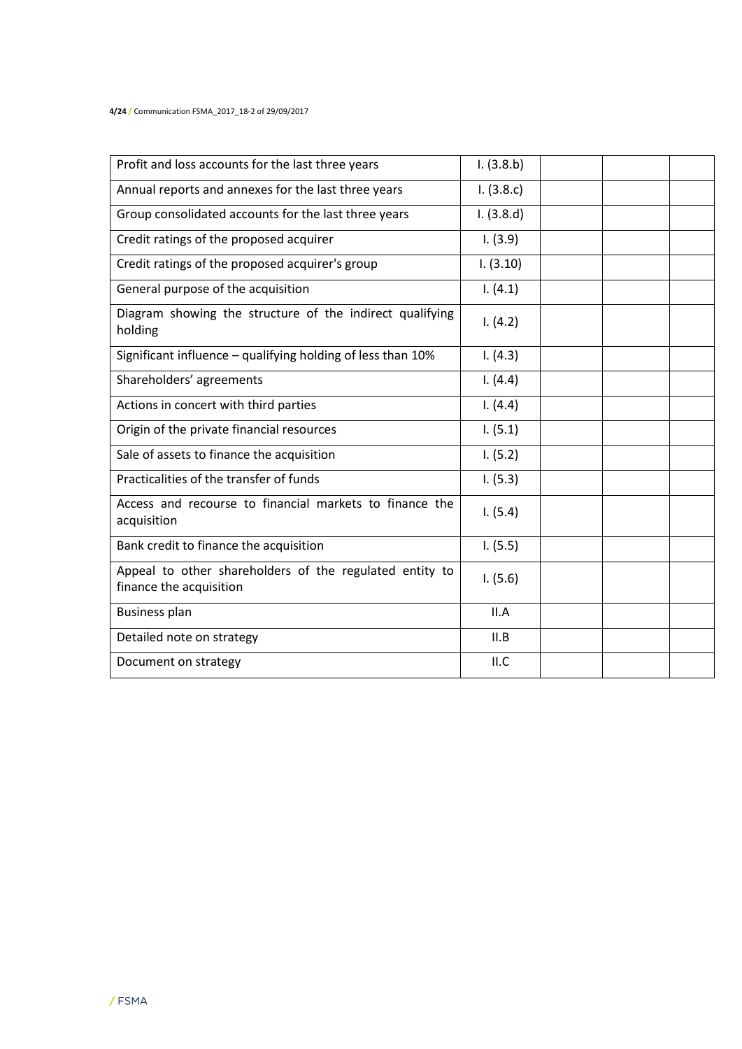| | | | | |
|---|---|---|---|---|
| Profit and loss accounts for the last three years | I. (3.8.b) | | | |
| Annual reports and annexes for the last three years | I. (3.8.c) | | | |
| Group consolidated accounts for the last three years | I. (3.8.d) | | | |
| Credit ratings of the proposed acquirer | I. (3.9) | | | |
| Credit ratings of the proposed acquirer's group | I. (3.10) | | | |
| General purpose of the acquisition | I. (4.1) | | | |
| Diagram showing the structure of the indirect qualifying holding | I. (4.2) | | | |
| Significant influence – qualifying holding of less than 10% | I. (4.3) | | | |
| Shareholders' agreements | I. (4.4) | | | |
| Actions in concert with third parties | I. (4.4) | | | |
| Origin of the private financial resources | I. (5.1) | | | |
| Sale of assets to finance the acquisition | I. (5.2) | | | |
| Practicalities of the transfer of funds | I. (5.3) | | | |
| Access and recourse to financial markets to finance the acquisition | I. (5.4) | | | |
| Bank credit to finance the acquisition | I. (5.5) | | | |
| Appeal to other shareholders of the regulated entity to finance the acquisition | I. (5.6) | | | |
| Business plan | II.A | | | |
| Detailed note on strategy | II.B | | | |
| Document on strategy | II.C | | | |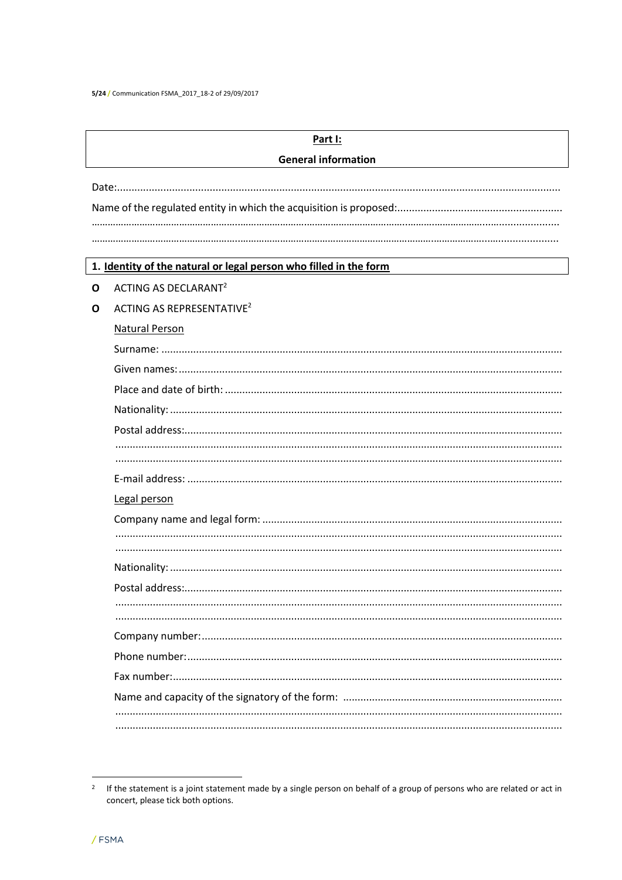## **Part I:**

## **General information**

Date:........................................................................................................................................

Name of the regulated entity in which the acquisition is proposed:.........................................................

.........................................................................................................................................................

.........................................................................................................................................................

### 1. Identity of the natural or legal person who filled in the form

- O ACTING AS DECLARANT[2]
- O ACTING AS REPRESENTATIVE[2]

Natural Person

Surname: .........................................................................................................................

Given names: ....................................................................................................................

Place and date of birth: ....................................................................................................

Nationality: .......................................................................................................................

Postal address:..................................................................................................................

.........................................................................................................................................

.........................................................................................................................................

E-mail address: .................................................................................................................

Legal person

Company name and legal form: .......................................................................................

.........................................................................................................................................

.........................................................................................................................................

Nationality: .......................................................................................................................

Postal address:..................................................................................................................

.........................................................................................................................................

.........................................................................................................................................

Company number:............................................................................................................

Phone number:.................................................................................................................

Fax number:......................................................................................................................

Name and capacity of the signatory of the form: ............................................................

.........................................................................................................................................

.........................................................................................................................................

---

[2] If the statement is a joint statement made by a single person on behalf of a group of persons who are related or act in concert, please tick both options.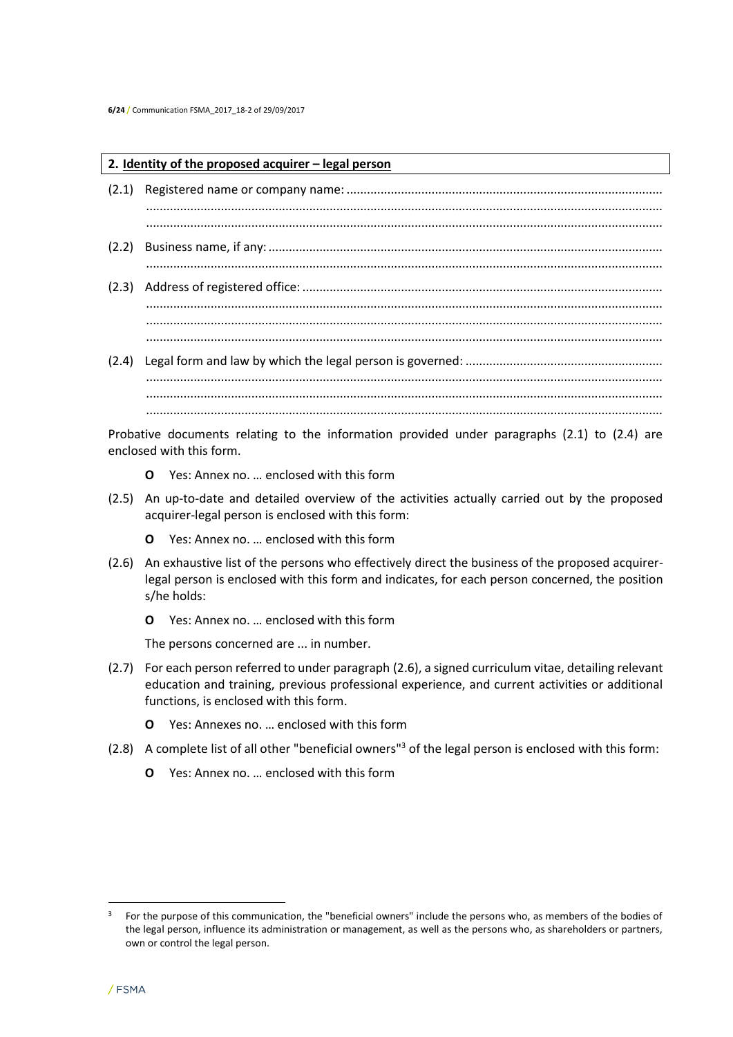## 2. Identity of the proposed acquirer – legal person

(2.1) Registered name or company name: ............................................................................................
.....................................................................................................................................................
.....................................................................................................................................................

(2.2) Business name, if any: ...................................................................................................................
.....................................................................................................................................................

(2.3) Address of registered office: ........................................................................................................
.....................................................................................................................................................
.....................................................................................................................................................
.....................................................................................................................................................

(2.4) Legal form and law by which the legal person is governed: ..........................................................
.....................................................................................................................................................
.....................................................................................................................................................
.....................................................................................................................................................

Probative documents relating to the information provided under paragraphs (2.1) to (2.4) are enclosed with this form.

- **O** Yes: Annex no. … enclosed with this form

(2.5) An up-to-date and detailed overview of the activities actually carried out by the proposed acquirer-legal person is enclosed with this form:

- **O** Yes: Annex no. … enclosed with this form

(2.6) An exhaustive list of the persons who effectively direct the business of the proposed acquirer-legal person is enclosed with this form and indicates, for each person concerned, the position s/he holds:

- **O** Yes: Annex no. … enclosed with this form

The persons concerned are ... in number.

(2.7) For each person referred to under paragraph (2.6), a signed curriculum vitae, detailing relevant education and training, previous professional experience, and current activities or additional functions, is enclosed with this form.

- **O** Yes: Annexes no. … enclosed with this form

(2.8) A complete list of all other "beneficial owners"[3] of the legal person is enclosed with this form:

- **O** Yes: Annex no. … enclosed with this form

---

[3] For the purpose of this communication, the "beneficial owners" include the persons who, as members of the bodies of the legal person, influence its administration or management, as well as the persons who, as shareholders or partners, own or control the legal person.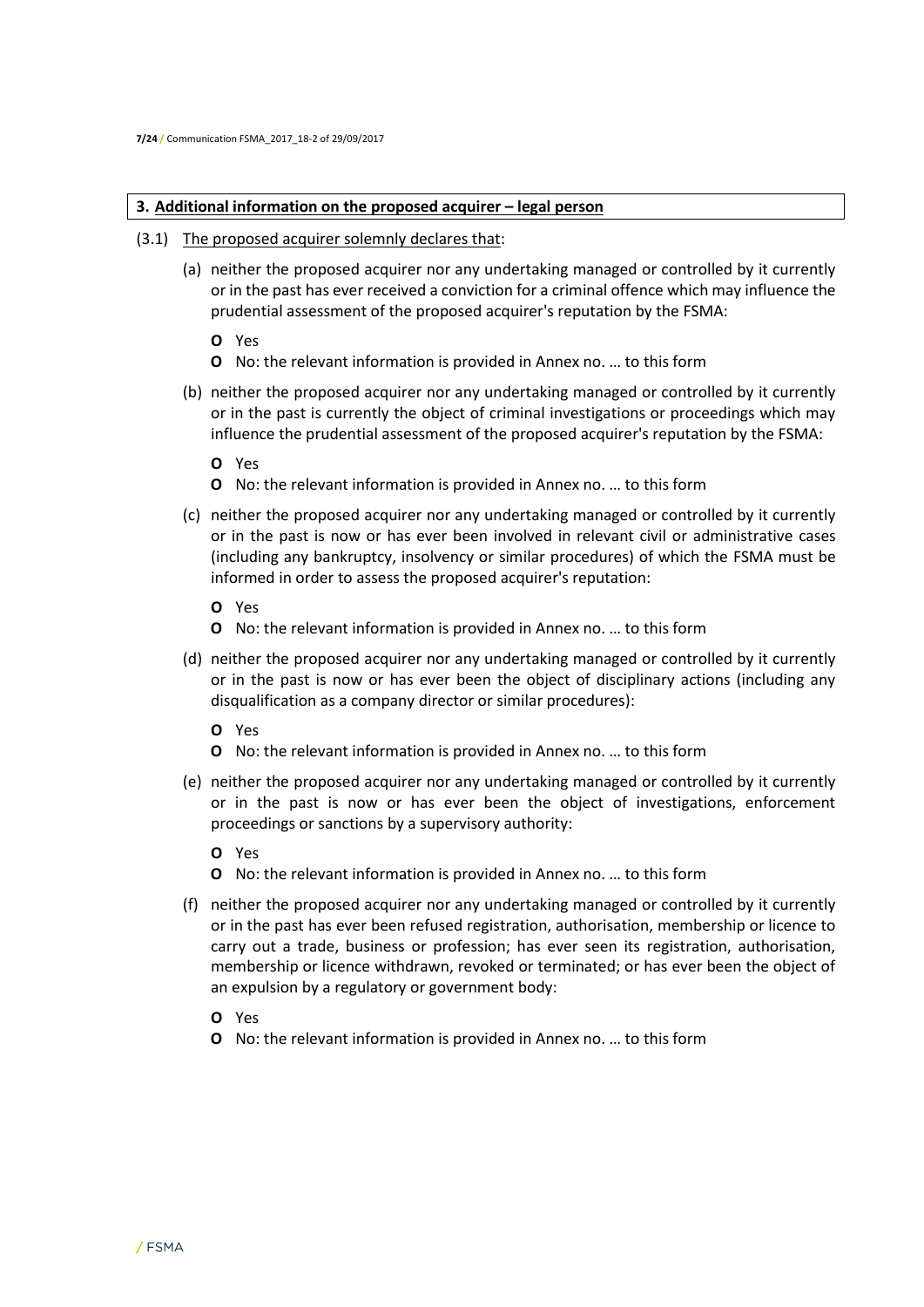**3. Additional information on the proposed acquirer – legal person**

(3.1) The proposed acquirer solemnly declares that:

(a) neither the proposed acquirer nor any undertaking managed or controlled by it currently or in the past has ever received a conviction for a criminal offence which may influence the prudential assessment of the proposed acquirer's reputation by the FSMA:

- **O** Yes
- **O** No: the relevant information is provided in Annex no. … to this form

(b) neither the proposed acquirer nor any undertaking managed or controlled by it currently or in the past is currently the object of criminal investigations or proceedings which may influence the prudential assessment of the proposed acquirer's reputation by the FSMA:

- **O** Yes
- **O** No: the relevant information is provided in Annex no. … to this form

(c) neither the proposed acquirer nor any undertaking managed or controlled by it currently or in the past is now or has ever been involved in relevant civil or administrative cases (including any bankruptcy, insolvency or similar procedures) of which the FSMA must be informed in order to assess the proposed acquirer's reputation:

- **O** Yes
- **O** No: the relevant information is provided in Annex no. … to this form

(d) neither the proposed acquirer nor any undertaking managed or controlled by it currently or in the past is now or has ever been the object of disciplinary actions (including any disqualification as a company director or similar procedures):

- **O** Yes
- **O** No: the relevant information is provided in Annex no. … to this form

(e) neither the proposed acquirer nor any undertaking managed or controlled by it currently or in the past is now or has ever been the object of investigations, enforcement proceedings or sanctions by a supervisory authority:

- **O** Yes
- **O** No: the relevant information is provided in Annex no. … to this form

(f) neither the proposed acquirer nor any undertaking managed or controlled by it currently or in the past has ever been refused registration, authorisation, membership or licence to carry out a trade, business or profession; has ever seen its registration, authorisation, membership or licence withdrawn, revoked or terminated; or has ever been the object of an expulsion by a regulatory or government body:

- **O** Yes
- **O** No: the relevant information is provided in Annex no. … to this form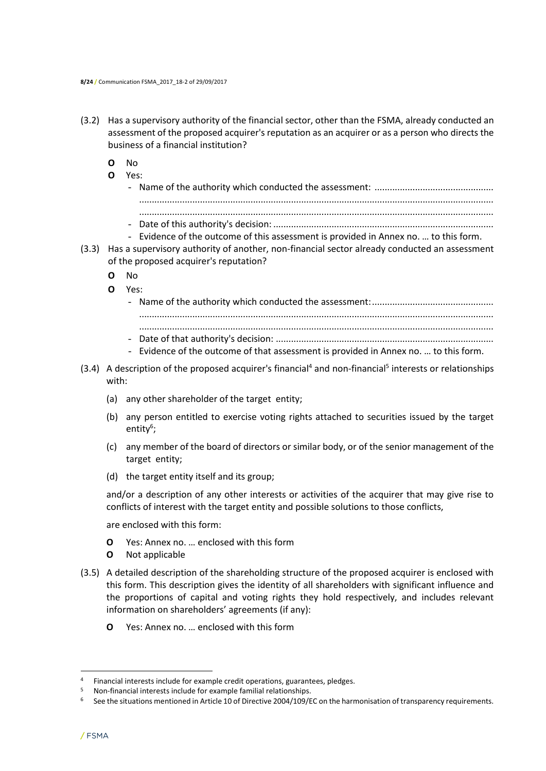(3.2) Has a supervisory authority of the financial sector, other than the FSMA, already conducted an assessment of the proposed acquirer's reputation as an acquirer or as a person who directs the business of a financial institution?

- **O** No
- **O** Yes:
  - Name of the authority which conducted the assessment: ...............................................
  ..........................................................................................................................................
  ..........................................................................................................................................
  - Date of this authority's decision: ......................................................................................
  - Evidence of the outcome of this assessment is provided in Annex no. … to this form.

(3.3) Has a supervisory authority of another, non-financial sector already conducted an assessment of the proposed acquirer's reputation?

- **O** No
- **O** Yes:
  - Name of the authority which conducted the assessment: ...............................................
  ..........................................................................................................................................
  ..........................................................................................................................................
  - Date of that authority's decision: .....................................................................................
  - Evidence of the outcome of that assessment is provided in Annex no. … to this form.

(3.4) A description of the proposed acquirer's financial[4] and non-financial[5] interests or relationships with:

(a) any other shareholder of the target entity;

(b) any person entitled to exercise voting rights attached to securities issued by the target entity[6];

(c) any member of the board of directors or similar body, or of the senior management of the target entity;

(d) the target entity itself and its group;

and/or a description of any other interests or activities of the acquirer that may give rise to conflicts of interest with the target entity and possible solutions to those conflicts,

are enclosed with this form:

- **O** Yes: Annex no. … enclosed with this form
- **O** Not applicable

(3.5) A detailed description of the shareholding structure of the proposed acquirer is enclosed with this form. This description gives the identity of all shareholders with significant influence and the proportions of capital and voting rights they hold respectively, and includes relevant information on shareholders' agreements (if any):

- **O** Yes: Annex no. … enclosed with this form

---

[4] Financial interests include for example credit operations, guarantees, pledges.

[5] Non-financial interests include for example familial relationships.

[6] See the situations mentioned in Article 10 of Directive 2004/109/EC on the harmonisation of transparency requirements.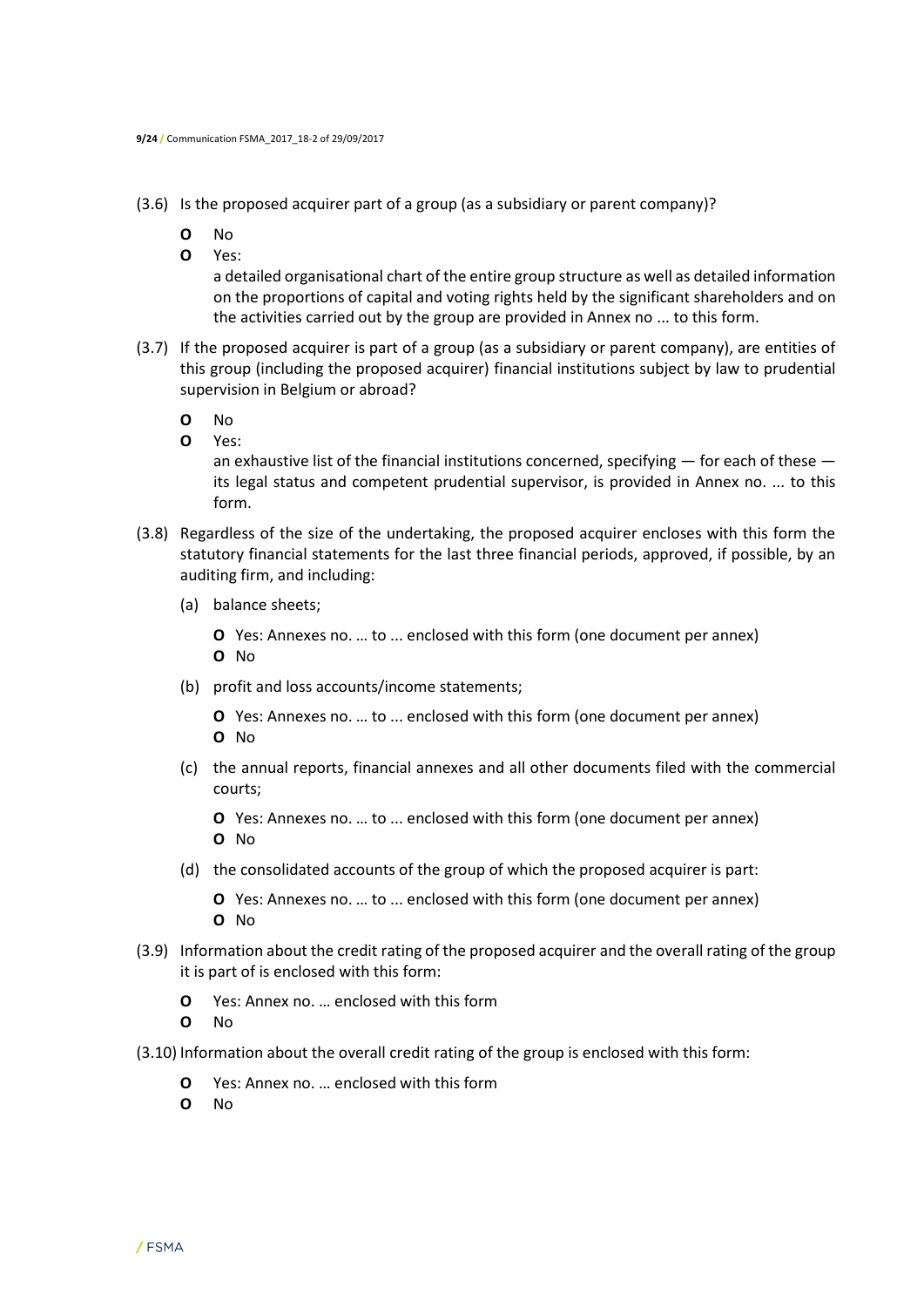(3.6) Is the proposed acquirer part of a group (as a subsidiary or parent company)?

- **O** No
- **O** Yes:
  a detailed organisational chart of the entire group structure as well as detailed information on the proportions of capital and voting rights held by the significant shareholders and on the activities carried out by the group are provided in Annex no ... to this form.

(3.7) If the proposed acquirer is part of a group (as a subsidiary or parent company), are entities of this group (including the proposed acquirer) financial institutions subject by law to prudential supervision in Belgium or abroad?

- **O** No
- **O** Yes:
  an exhaustive list of the financial institutions concerned, specifying — for each of these — its legal status and competent prudential supervisor, is provided in Annex no. ... to this form.

(3.8) Regardless of the size of the undertaking, the proposed acquirer encloses with this form the statutory financial statements for the last three financial periods, approved, if possible, by an auditing firm, and including:

(a) balance sheets;

- **O** Yes: Annexes no. … to ... enclosed with this form (one document per annex)
- **O** No

(b) profit and loss accounts/income statements;

- **O** Yes: Annexes no. … to ... enclosed with this form (one document per annex)
- **O** No

(c) the annual reports, financial annexes and all other documents filed with the commercial courts;

- **O** Yes: Annexes no. … to ... enclosed with this form (one document per annex)
- **O** No

(d) the consolidated accounts of the group of which the proposed acquirer is part:

- **O** Yes: Annexes no. … to ... enclosed with this form (one document per annex)
- **O** No

(3.9) Information about the credit rating of the proposed acquirer and the overall rating of the group it is part of is enclosed with this form:

- **O** Yes: Annex no. … enclosed with this form
- **O** No

(3.10) Information about the overall credit rating of the group is enclosed with this form:

- **O** Yes: Annex no. … enclosed with this form
- **O** No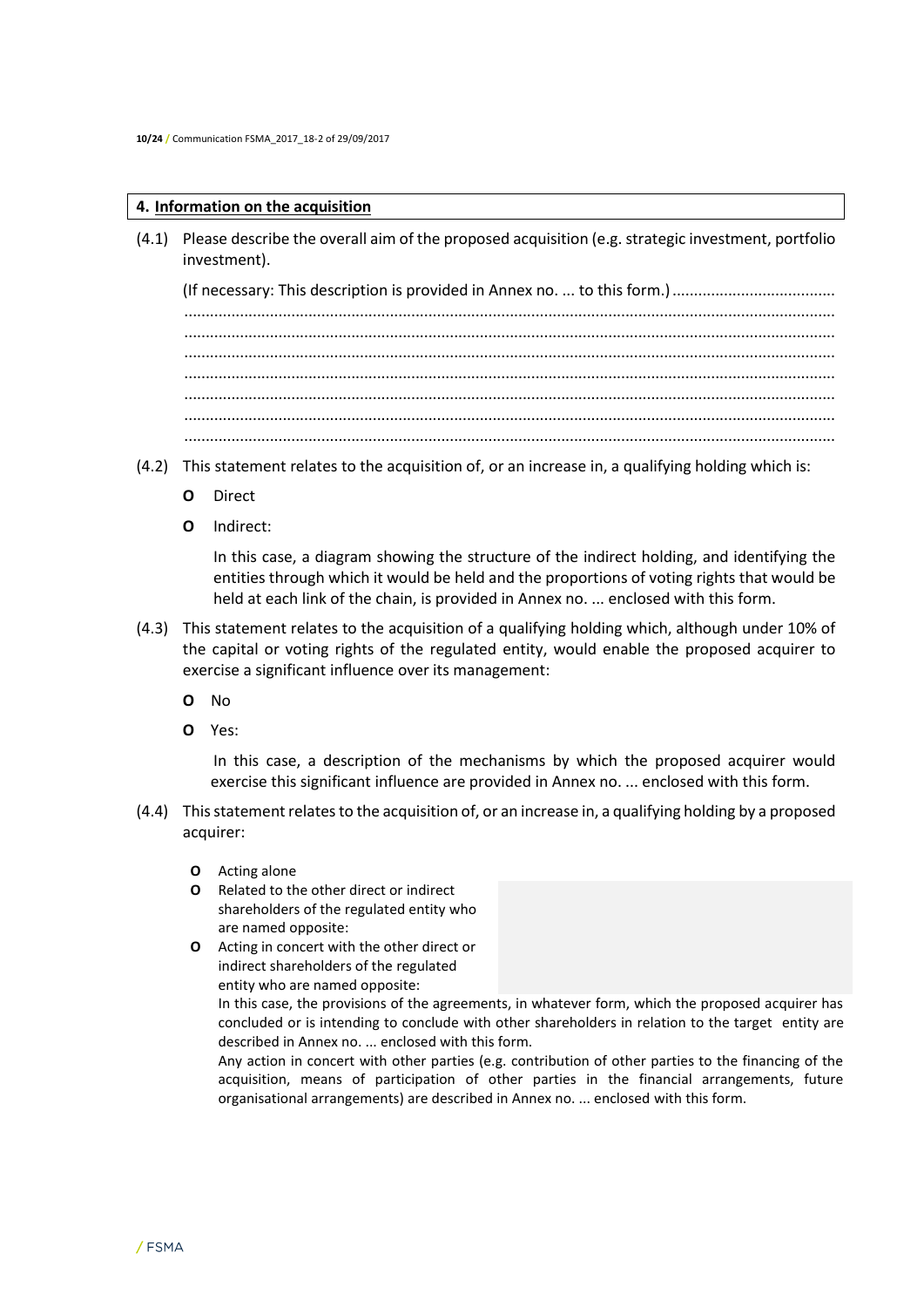## 4. Information on the acquisition

(4.1) Please describe the overall aim of the proposed acquisition (e.g. strategic investment, portfolio investment).

(If necessary: This description is provided in Annex no. ... to this form.) ......................................
.....................................................................................................................................................
.....................................................................................................................................................
.....................................................................................................................................................
.....................................................................................................................................................
.....................................................................................................................................................
.....................................................................................................................................................
.....................................................................................................................................................

(4.2) This statement relates to the acquisition of, or an increase in, a qualifying holding which is:

- **O** Direct
- **O** Indirect:

  In this case, a diagram showing the structure of the indirect holding, and identifying the entities through which it would be held and the proportions of voting rights that would be held at each link of the chain, is provided in Annex no. ... enclosed with this form.

(4.3) This statement relates to the acquisition of a qualifying holding which, although under 10% of the capital or voting rights of the regulated entity, would enable the proposed acquirer to exercise a significant influence over its management:

- **O** No
- **O** Yes:

  In this case, a description of the mechanisms by which the proposed acquirer would exercise this significant influence are provided in Annex no. ... enclosed with this form.

(4.4) This statement relates to the acquisition of, or an increase in, a qualifying holding by a proposed acquirer:

- **O** Acting alone
- **O** Related to the other direct or indirect shareholders of the regulated entity who are named opposite:
- **O** Acting in concert with the other direct or indirect shareholders of the regulated entity who are named opposite:

  In this case, the provisions of the agreements, in whatever form, which the proposed acquirer has concluded or is intending to conclude with other shareholders in relation to the target entity are described in Annex no. ... enclosed with this form.

  Any action in concert with other parties (e.g. contribution of other parties to the financing of the acquisition, means of participation of other parties in the financial arrangements, future organisational arrangements) are described in Annex no. ... enclosed with this form.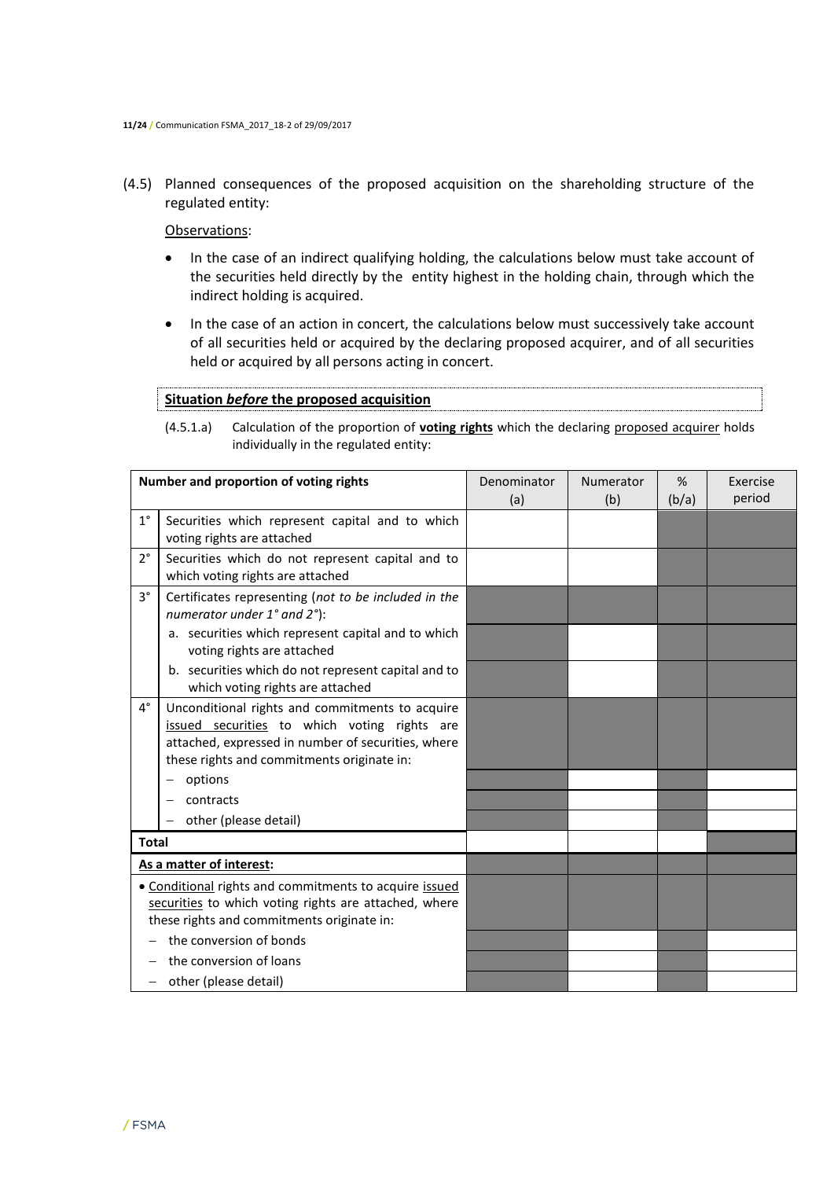(4.5) Planned consequences of the proposed acquisition on the shareholding structure of the regulated entity:

<u>Observations</u>:

- In the case of an indirect qualifying holding, the calculations below must take account of the securities held directly by the entity highest in the holding chain, through which the indirect holding is acquired.
- In the case of an action in concert, the calculations below must successively take account of all securities held or acquired by the declaring proposed acquirer, and of all securities held or acquired by all persons acting in concert.

**<u>Situation *before* the proposed acquisition</u>**

(4.5.1.a) Calculation of the proportion of **<u>voting rights</u>** which the declaring <u>proposed acquirer</u> holds individually in the regulated entity:

| Number and proportion of voting rights | | Denominator (a) | Numerator (b) | % (b/a) | Exercise period |
|---|---|---|---|---|---|
| 1° | Securities which represent capital and to which voting rights are attached | | | | |
| 2° | Securities which do not represent capital and to which voting rights are attached | | | | |
| 3° | Certificates representing (*not to be included in the numerator under 1° and 2°*): | | | | |
| | a. securities which represent capital and to which voting rights are attached | | | | |
| | b. securities which do not represent capital and to which voting rights are attached | | | | |
| 4° | Unconditional rights and commitments to acquire <u>issued securities</u> to which voting rights are attached, expressed in number of securities, where these rights and commitments originate in: | | | | |
| | – options | | | | |
| | – contracts | | | | |
| | – other (please detail) | | | | |
| **Total** | | | | | |
| **<u>As a matter of interest</u>:** | | | | | |
| • <u>Conditional</u> rights and commitments to acquire <u>issued securities</u> to which voting rights are attached, where these rights and commitments originate in: | | | | | |
| – the conversion of bonds | | | | | |
| – the conversion of loans | | | | | |
| – other (please detail) | | | | | |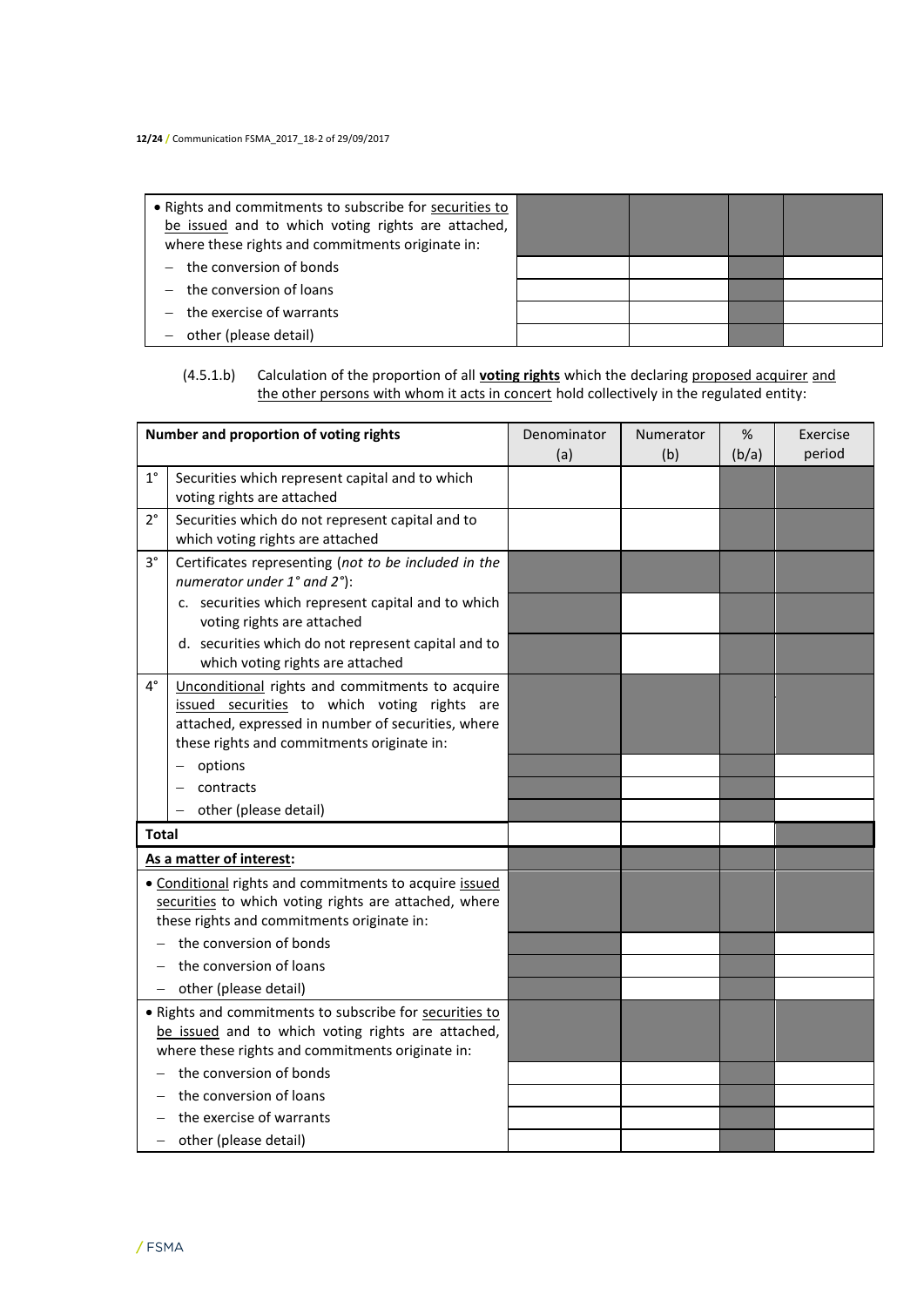| • Rights and commitments to subscribe for securities to be issued and to which voting rights are attached, where these rights and commitments originate in: | | | | |
|---|---|---|---|---|
| – the conversion of bonds | | | | |
| – the conversion of loans | | | | |
| – the exercise of warrants | | | | |
| – other (please detail) | | | | |

(4.5.1.b) Calculation of the proportion of all **voting rights** which the declaring proposed acquirer and the other persons with whom it acts in concert hold collectively in the regulated entity:

| Number and proportion of voting rights | | Denominator (a) | Numerator (b) | % (b/a) | Exercise period |
|---|---|---|---|---|---|
| 1° | Securities which represent capital and to which voting rights are attached | | | | |
| 2° | Securities which do not represent capital and to which voting rights are attached | | | | |
| 3° | Certificates representing (*not to be included in the numerator under 1° and 2°*): | | | | |
| | c. securities which represent capital and to which voting rights are attached | | | | |
| | d. securities which do not represent capital and to which voting rights are attached | | | | |
| 4° | Unconditional rights and commitments to acquire issued securities to which voting rights are attached, expressed in number of securities, where these rights and commitments originate in: | | | | |
| | – options | | | | |
| | – contracts | | | | |
| | – other (please detail) | | | | |
| **Total** | | | | | |
| **As a matter of interest:** | | | | | |
| • Conditional rights and commitments to acquire issued securities to which voting rights are attached, where these rights and commitments originate in: | | | | | |
| – the conversion of bonds | | | | | |
| – the conversion of loans | | | | | |
| – other (please detail) | | | | | |
| • Rights and commitments to subscribe for securities to be issued and to which voting rights are attached, where these rights and commitments originate in: | | | | | |
| – the conversion of bonds | | | | | |
| – the conversion of loans | | | | | |
| – the exercise of warrants | | | | | |
| – other (please detail) | | | | | |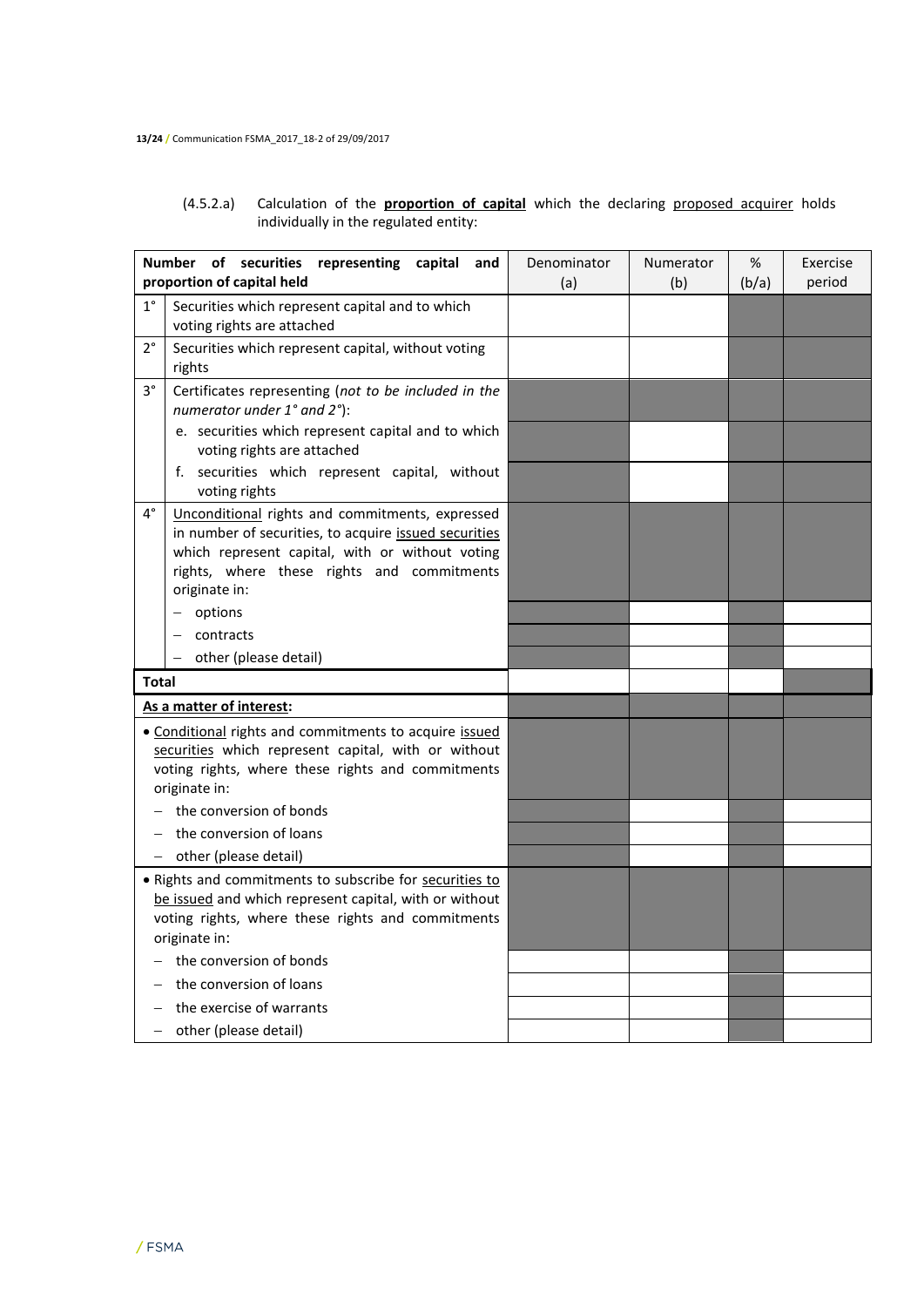(4.5.2.a) Calculation of the **proportion of capital** which the declaring proposed acquirer holds individually in the regulated entity:

| | Number of securities representing capital and proportion of capital held | Denominator (a) | Numerator (b) | % (b/a) | Exercise period |
|---|---|---|---|---|---|
| 1° | Securities which represent capital and to which voting rights are attached | | | | |
| 2° | Securities which represent capital, without voting rights | | | | |
| 3° | Certificates representing (*not to be included in the numerator under 1° and 2°*): | | | | |
| | e. securities which represent capital and to which voting rights are attached | | | | |
| | f. securities which represent capital, without voting rights | | | | |
| 4° | Unconditional rights and commitments, expressed in number of securities, to acquire issued securities which represent capital, with or without voting rights, where these rights and commitments originate in: | | | | |
| | – options | | | | |
| | – contracts | | | | |
| | – other (please detail) | | | | |
| **Total** | | | | | |
| **As a matter of interest:** | | | | | |
| | • Conditional rights and commitments to acquire issued securities which represent capital, with or without voting rights, where these rights and commitments originate in: | | | | |
| | – the conversion of bonds | | | | |
| | – the conversion of loans | | | | |
| | – other (please detail) | | | | |
| | • Rights and commitments to subscribe for securities to be issued and which represent capital, with or without voting rights, where these rights and commitments originate in: | | | | |
| | – the conversion of bonds | | | | |
| | – the conversion of loans | | | | |
| | – the exercise of warrants | | | | |
| | – other (please detail) | | | | |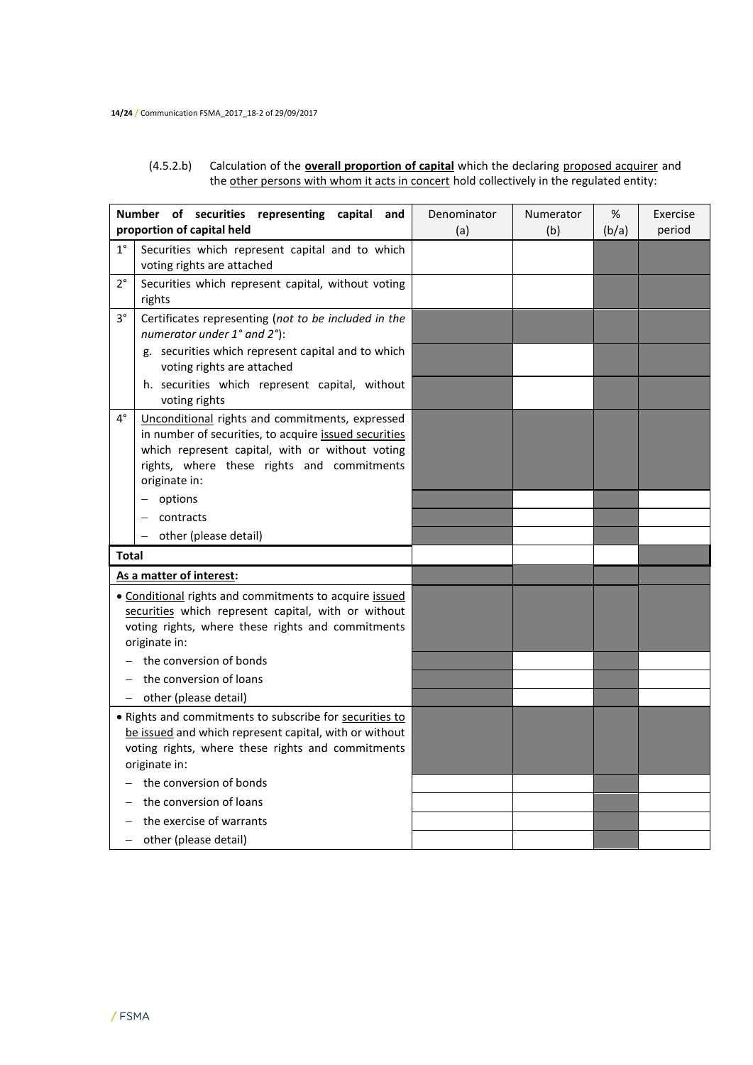(4.5.2.b) Calculation of the **overall proportion of capital** which the declaring proposed acquirer and the other persons with whom it acts in concert hold collectively in the regulated entity:

| Number of securities representing capital and proportion of capital held | | Denominator (a) | Numerator (b) | % (b/a) | Exercise period |
|---|---|---|---|---|---|
| 1° | Securities which represent capital and to which voting rights are attached | | | | |
| 2° | Securities which represent capital, without voting rights | | | | |
| 3° | Certificates representing (*not to be included in the numerator under 1° and 2°*): | | | | |
| | g. securities which represent capital and to which voting rights are attached | | | | |
| | h. securities which represent capital, without voting rights | | | | |
| 4° | Unconditional rights and commitments, expressed in number of securities, to acquire issued securities which represent capital, with or without voting rights, where these rights and commitments originate in: | | | | |
| | – options | | | | |
| | – contracts | | | | |
| | – other (please detail) | | | | |
| **Total** | | | | | |
| **As a matter of interest:** | | | | | |
| • Conditional rights and commitments to acquire issued securities which represent capital, with or without voting rights, where these rights and commitments originate in: | | | | | |
| – the conversion of bonds | | | | | |
| – the conversion of loans | | | | | |
| – other (please detail) | | | | | |
| • Rights and commitments to subscribe for securities to be issued and which represent capital, with or without voting rights, where these rights and commitments originate in: | | | | | |
| – the conversion of bonds | | | | | |
| – the conversion of loans | | | | | |
| – the exercise of warrants | | | | | |
| – other (please detail) | | | | | |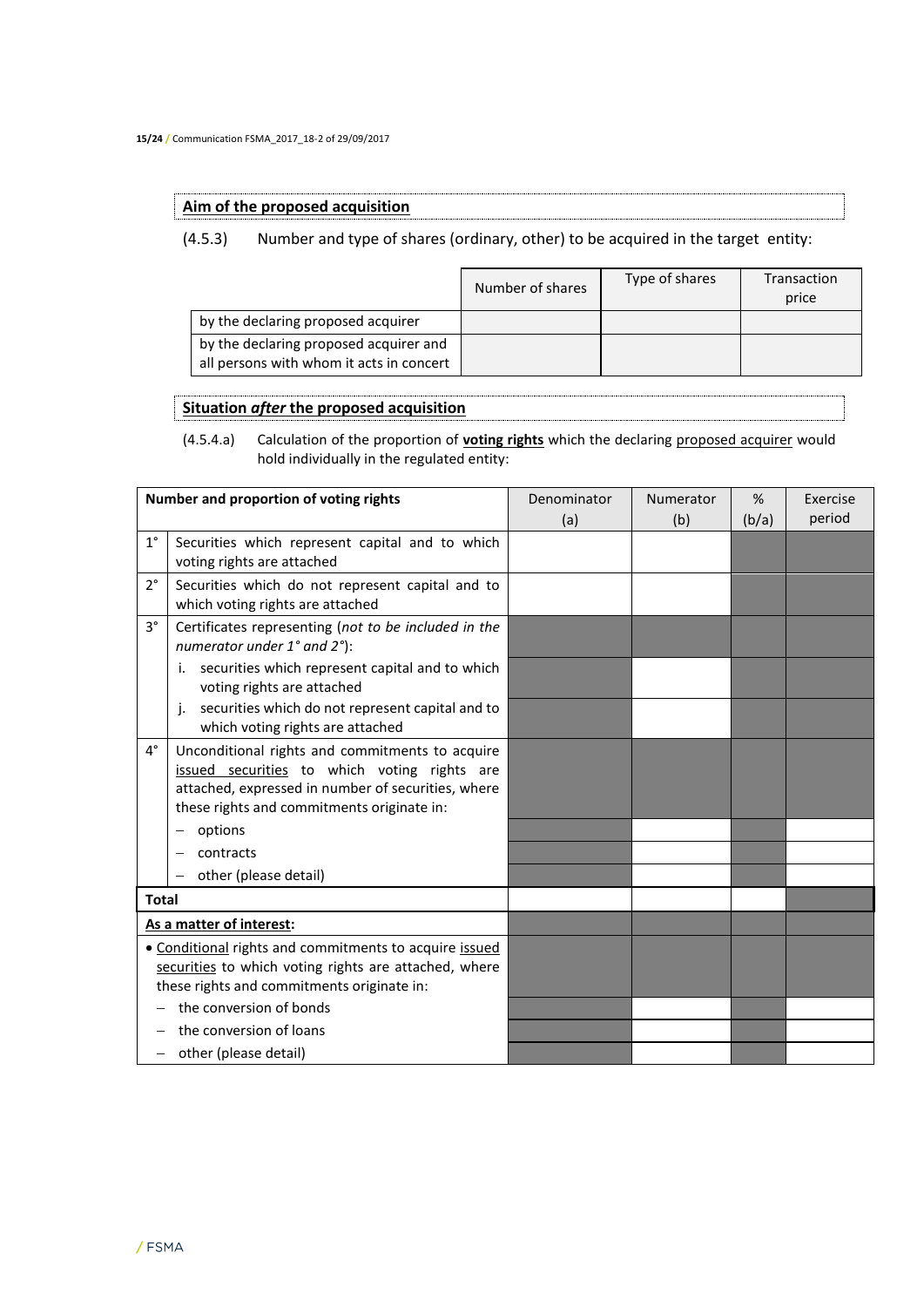**Aim of the proposed acquisition**

(4.5.3) Number and type of shares (ordinary, other) to be acquired in the target entity:

| | Number of shares | Type of shares | Transaction price |
|---|---|---|---|
| by the declaring proposed acquirer | | | |
| by the declaring proposed acquirer and all persons with whom it acts in concert | | | |

**Situation *after* the proposed acquisition**

(4.5.4.a) Calculation of the proportion of **voting rights** which the declaring proposed acquirer would hold individually in the regulated entity:

| Number and proportion of voting rights | | Denominator (a) | Numerator (b) | % (b/a) | Exercise period |
|---|---|---|---|---|---|
| 1° | Securities which represent capital and to which voting rights are attached | | | | |
| 2° | Securities which do not represent capital and to which voting rights are attached | | | | |
| 3° | Certificates representing (*not to be included in the numerator under 1° and 2°*): | | | | |
| | i. securities which represent capital and to which voting rights are attached | | | | |
| | j. securities which do not represent capital and to which voting rights are attached | | | | |
| 4° | Unconditional rights and commitments to acquire issued securities to which voting rights are attached, expressed in number of securities, where these rights and commitments originate in: | | | | |
| | – options | | | | |
| | – contracts | | | | |
| | – other (please detail) | | | | |
| **Total** | | | | | |
| **As a matter of interest:** | | | | | |
| • Conditional rights and commitments to acquire issued securities to which voting rights are attached, where these rights and commitments originate in: | | | | | |
| – the conversion of bonds | | | | | |
| – the conversion of loans | | | | | |
| – other (please detail) | | | | | |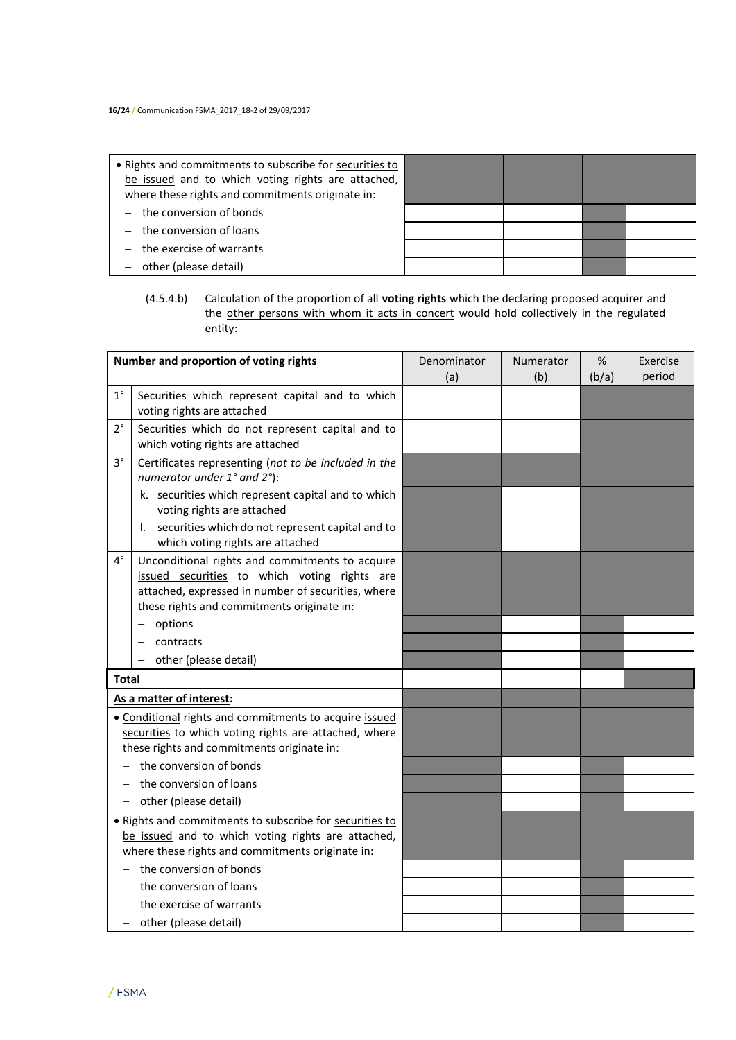| • Rights and commitments to subscribe for securities to be issued and to which voting rights are attached, where these rights and commitments originate in: | | | | |
|---|---|---|---|---|
| – the conversion of bonds | | | | |
| – the conversion of loans | | | | |
| – the exercise of warrants | | | | |
| – other (please detail) | | | | |

(4.5.4.b) Calculation of the proportion of all **voting rights** which the declaring proposed acquirer and the other persons with whom it acts in concert would hold collectively in the regulated entity:

| Number and proportion of voting rights | | Denominator (a) | Numerator (b) | % (b/a) | Exercise period |
|---|---|---|---|---|---|
| 1° | Securities which represent capital and to which voting rights are attached | | | | |
| 2° | Securities which do not represent capital and to which voting rights are attached | | | | |
| 3° | Certificates representing (*not to be included in the numerator under 1° and 2°*): | | | | |
| | k. securities which represent capital and to which voting rights are attached | | | | |
| | l. securities which do not represent capital and to which voting rights are attached | | | | |
| 4° | Unconditional rights and commitments to acquire issued securities to which voting rights are attached, expressed in number of securities, where these rights and commitments originate in: | | | | |
| | – options | | | | |
| | – contracts | | | | |
| | – other (please detail) | | | | |
| **Total** | | | | | |
| **As a matter of interest:** | | | | | |
| • Conditional rights and commitments to acquire issued securities to which voting rights are attached, where these rights and commitments originate in: | | | | | |
| – the conversion of bonds | | | | | |
| – the conversion of loans | | | | | |
| – other (please detail) | | | | | |
| • Rights and commitments to subscribe for securities to be issued and to which voting rights are attached, where these rights and commitments originate in: | | | | | |
| – the conversion of bonds | | | | | |
| – the conversion of loans | | | | | |
| – the exercise of warrants | | | | | |
| – other (please detail) | | | | | |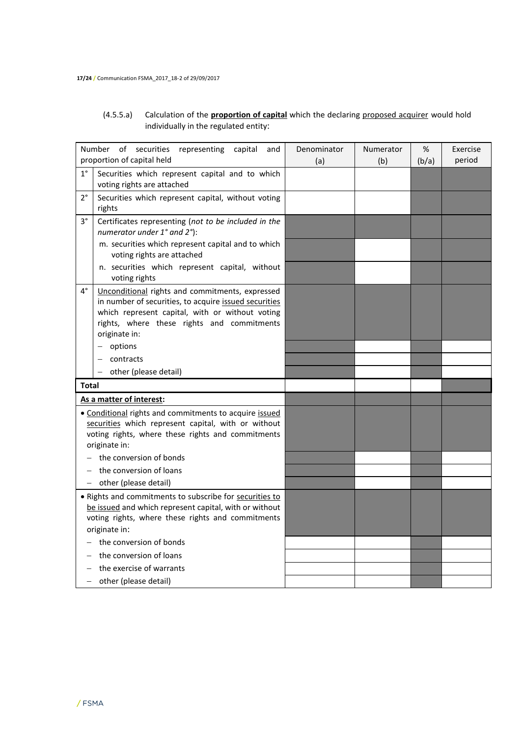(4.5.5.a) Calculation of the **proportion of capital** which the declaring proposed acquirer would hold individually in the regulated entity:

| Number of securities representing capital and proportion of capital held | | Denominator (a) | Numerator (b) | % (b/a) | Exercise period |
|---|---|---|---|---|---|
| 1° | Securities which represent capital and to which voting rights are attached | | | | |
| 2° | Securities which represent capital, without voting rights | | | | |
| 3° | Certificates representing (*not to be included in the numerator under 1° and 2°*): | | | | |
| | m. securities which represent capital and to which voting rights are attached | | | | |
| | n. securities which represent capital, without voting rights | | | | |
| 4° | Unconditional rights and commitments, expressed in number of securities, to acquire issued securities which represent capital, with or without voting rights, where these rights and commitments originate in: | | | | |
| | – options | | | | |
| | – contracts | | | | |
| | – other (please detail) | | | | |
| **Total** | | | | | |
| **As a matter of interest:** | | | | | |
| • Conditional rights and commitments to acquire issued securities which represent capital, with or without voting rights, where these rights and commitments originate in: | | | | | |
| – the conversion of bonds | | | | | |
| – the conversion of loans | | | | | |
| – other (please detail) | | | | | |
| • Rights and commitments to subscribe for securities to be issued and which represent capital, with or without voting rights, where these rights and commitments originate in: | | | | | |
| – the conversion of bonds | | | | | |
| – the conversion of loans | | | | | |
| – the exercise of warrants | | | | | |
| – other (please detail) | | | | | |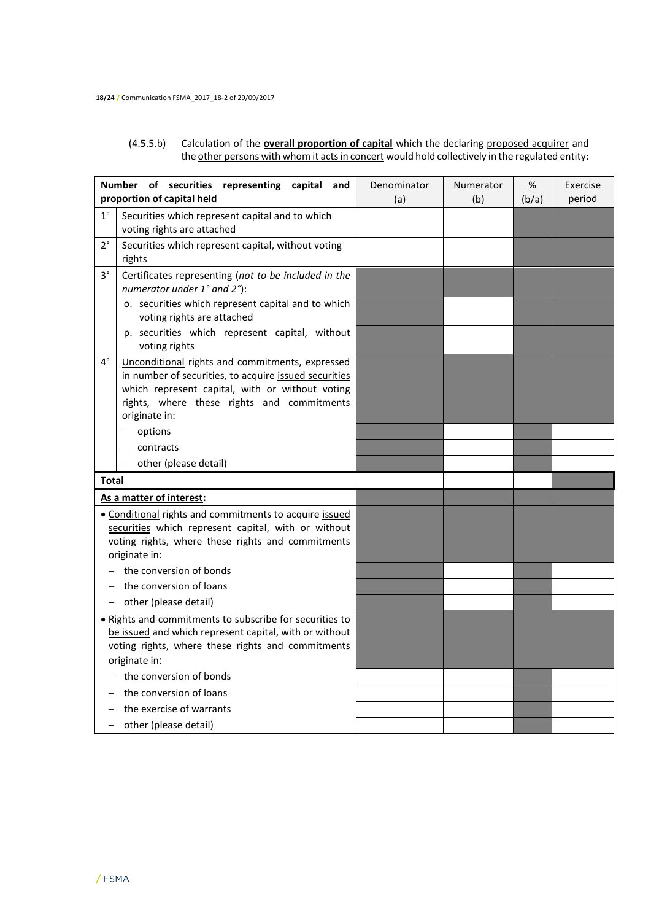(4.5.5.b) Calculation of the **overall proportion of capital** which the declaring proposed acquirer and the other persons with whom it acts in concert would hold collectively in the regulated entity:

| Number of securities representing capital and proportion of capital held | | Denominator (a) | Numerator (b) | % (b/a) | Exercise period |
|---|---|---|---|---|---|
| 1° | Securities which represent capital and to which voting rights are attached | | | | |
| 2° | Securities which represent capital, without voting rights | | | | |
| 3° | Certificates representing (*not to be included in the numerator under 1° and 2°*): | | | | |
| | o. securities which represent capital and to which voting rights are attached | | | | |
| | p. securities which represent capital, without voting rights | | | | |
| 4° | Unconditional rights and commitments, expressed in number of securities, to acquire issued securities which represent capital, with or without voting rights, where these rights and commitments originate in: | | | | |
| | – options | | | | |
| | – contracts | | | | |
| | – other (please detail) | | | | |
| **Total** | | | | | |
| **As a matter of interest:** | | | | | |
| • Conditional rights and commitments to acquire issued securities which represent capital, with or without voting rights, where these rights and commitments originate in: | | | | | |
| – the conversion of bonds | | | | | |
| – the conversion of loans | | | | | |
| – other (please detail) | | | | | |
| • Rights and commitments to subscribe for securities to be issued and which represent capital, with or without voting rights, where these rights and commitments originate in: | | | | | |
| – the conversion of bonds | | | | | |
| – the conversion of loans | | | | | |
| – the exercise of warrants | | | | | |
| – other (please detail) | | | | | |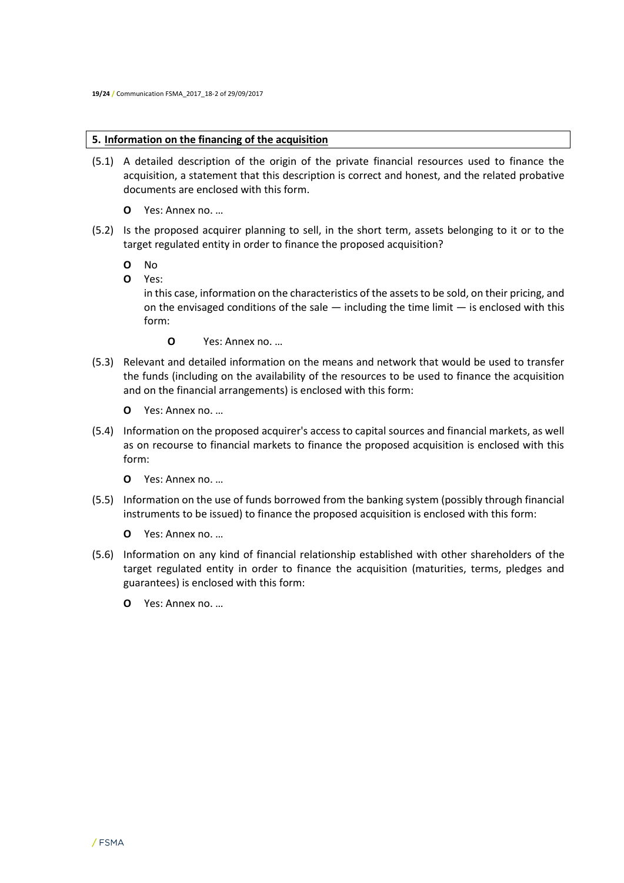## 5. Information on the financing of the acquisition

(5.1) A detailed description of the origin of the private financial resources used to finance the acquisition, a statement that this description is correct and honest, and the related probative documents are enclosed with this form.

- **O** Yes: Annex no. …

(5.2) Is the proposed acquirer planning to sell, in the short term, assets belonging to it or to the target regulated entity in order to finance the proposed acquisition?

- **O** No
- **O** Yes:
  in this case, information on the characteristics of the assets to be sold, on their pricing, and on the envisaged conditions of the sale — including the time limit — is enclosed with this form:
  - **O** Yes: Annex no. …

(5.3) Relevant and detailed information on the means and network that would be used to transfer the funds (including on the availability of the resources to be used to finance the acquisition and on the financial arrangements) is enclosed with this form:

- **O** Yes: Annex no. …

(5.4) Information on the proposed acquirer's access to capital sources and financial markets, as well as on recourse to financial markets to finance the proposed acquisition is enclosed with this form:

- **O** Yes: Annex no. …

(5.5) Information on the use of funds borrowed from the banking system (possibly through financial instruments to be issued) to finance the proposed acquisition is enclosed with this form:

- **O** Yes: Annex no. …

(5.6) Information on any kind of financial relationship established with other shareholders of the target regulated entity in order to finance the acquisition (maturities, terms, pledges and guarantees) is enclosed with this form:

- **O** Yes: Annex no. …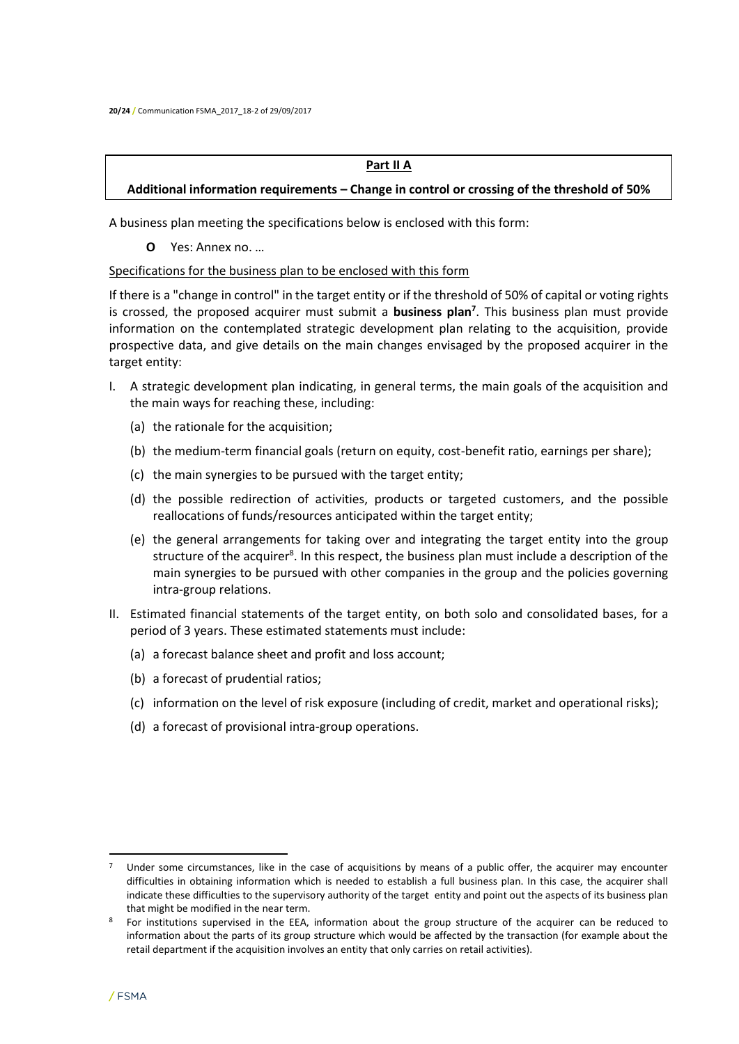**Part II A**

**Additional information requirements – Change in control or crossing of the threshold of 50%**

A business plan meeting the specifications below is enclosed with this form:

- **O** Yes: Annex no. …

Specifications for the business plan to be enclosed with this form

If there is a "change in control" in the target entity or if the threshold of 50% of capital or voting rights is crossed, the proposed acquirer must submit a **business plan**[7]. This business plan must provide information on the contemplated strategic development plan relating to the acquisition, provide prospective data, and give details on the main changes envisaged by the proposed acquirer in the target entity:

I. A strategic development plan indicating, in general terms, the main goals of the acquisition and the main ways for reaching these, including:
   - (a) the rationale for the acquisition;
   - (b) the medium-term financial goals (return on equity, cost-benefit ratio, earnings per share);
   - (c) the main synergies to be pursued with the target entity;
   - (d) the possible redirection of activities, products or targeted customers, and the possible reallocations of funds/resources anticipated within the target entity;
   - (e) the general arrangements for taking over and integrating the target entity into the group structure of the acquirer[8]. In this respect, the business plan must include a description of the main synergies to be pursued with other companies in the group and the policies governing intra-group relations.

II. Estimated financial statements of the target entity, on both solo and consolidated bases, for a period of 3 years. These estimated statements must include:
   - (a) a forecast balance sheet and profit and loss account;
   - (b) a forecast of prudential ratios;
   - (c) information on the level of risk exposure (including of credit, market and operational risks);
   - (d) a forecast of provisional intra-group operations.

---

[7] Under some circumstances, like in the case of acquisitions by means of a public offer, the acquirer may encounter difficulties in obtaining information which is needed to establish a full business plan. In this case, the acquirer shall indicate these difficulties to the supervisory authority of the target entity and point out the aspects of its business plan that might be modified in the near term.

[8] For institutions supervised in the EEA, information about the group structure of the acquirer can be reduced to information about the parts of its group structure which would be affected by the transaction (for example about the retail department if the acquisition involves an entity that only carries on retail activities).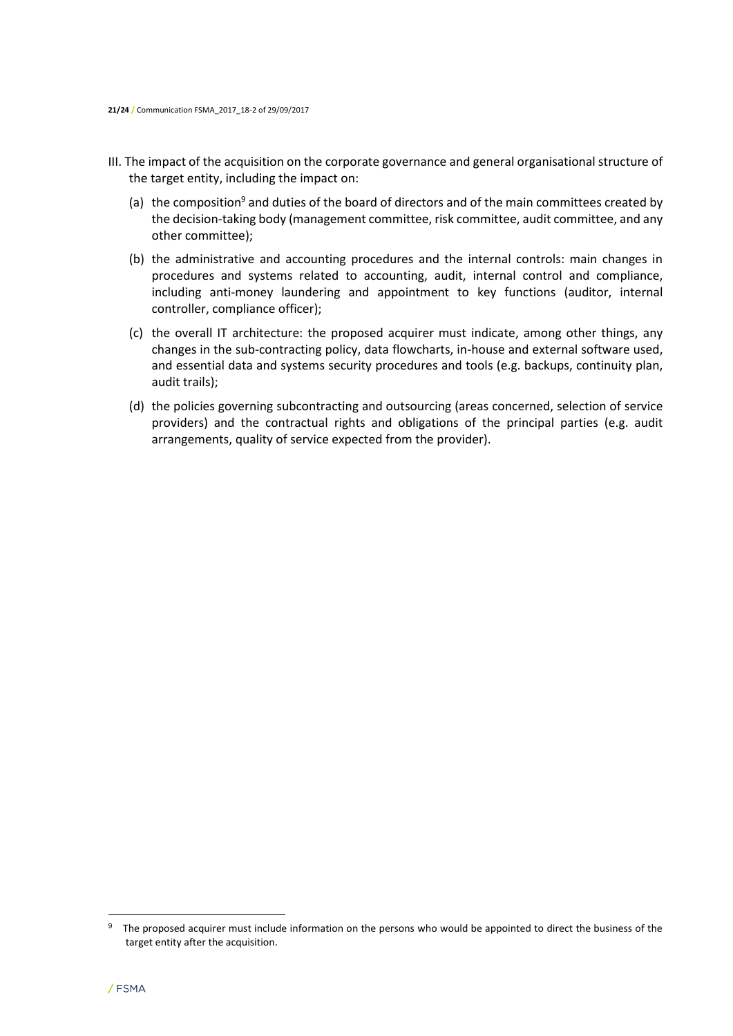III. The impact of the acquisition on the corporate governance and general organisational structure of the target entity, including the impact on:

(a) the composition[9] and duties of the board of directors and of the main committees created by the decision-taking body (management committee, risk committee, audit committee, and any other committee);

(b) the administrative and accounting procedures and the internal controls: main changes in procedures and systems related to accounting, audit, internal control and compliance, including anti-money laundering and appointment to key functions (auditor, internal controller, compliance officer);

(c) the overall IT architecture: the proposed acquirer must indicate, among other things, any changes in the sub-contracting policy, data flowcharts, in-house and external software used, and essential data and systems security procedures and tools (e.g. backups, continuity plan, audit trails);

(d) the policies governing subcontracting and outsourcing (areas concerned, selection of service providers) and the contractual rights and obligations of the principal parties (e.g. audit arrangements, quality of service expected from the provider).

---

[9] The proposed acquirer must include information on the persons who would be appointed to direct the business of the target entity after the acquisition.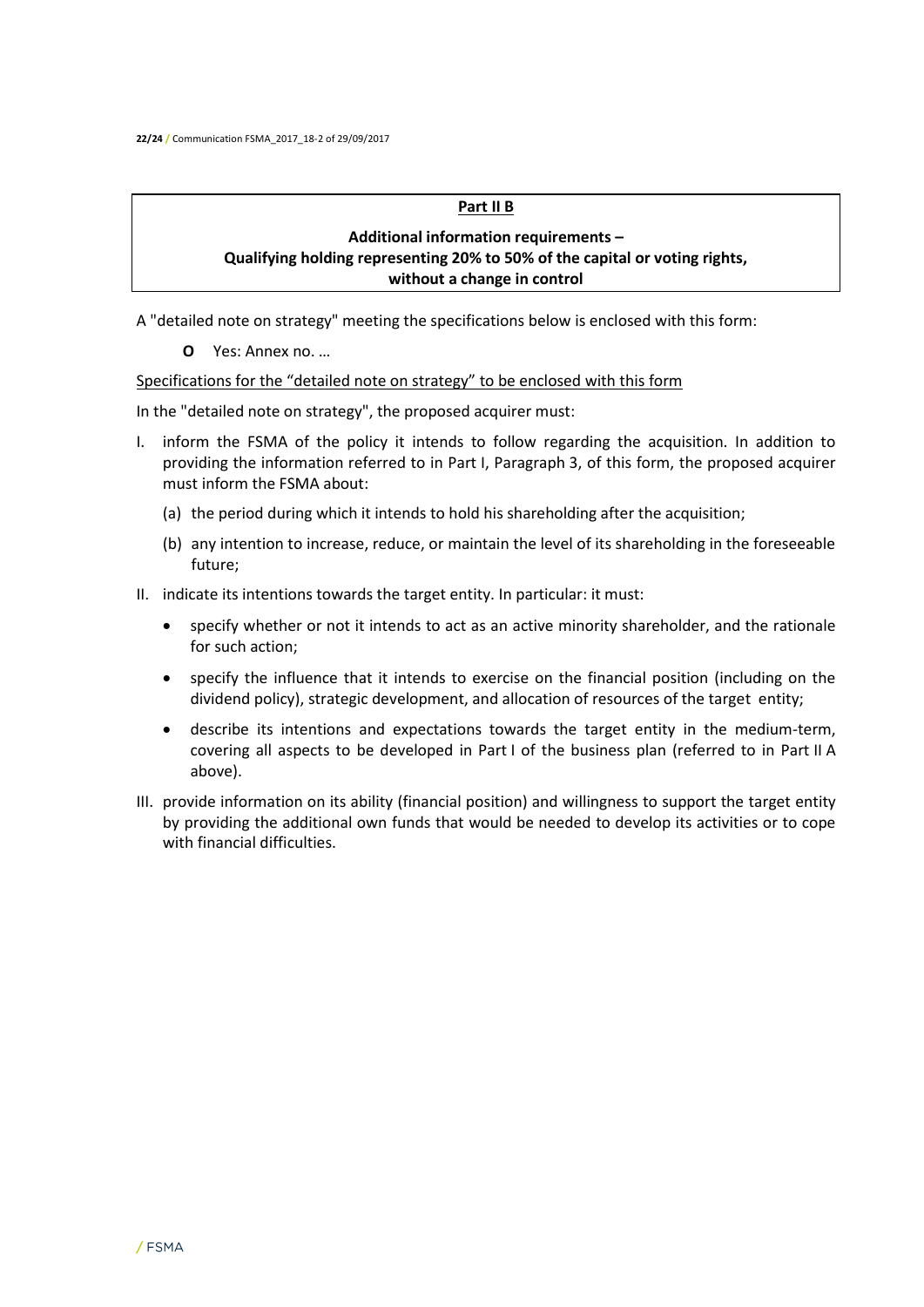**Part II B**

**Additional information requirements – Qualifying holding representing 20% to 50% of the capital or voting rights, without a change in control**

A "detailed note on strategy" meeting the specifications below is enclosed with this form:

- **O** Yes: Annex no. …

<u>Specifications for the "detailed note on strategy" to be enclosed with this form</u>

In the "detailed note on strategy", the proposed acquirer must:

I. inform the FSMA of the policy it intends to follow regarding the acquisition. In addition to providing the information referred to in Part I, Paragraph 3, of this form, the proposed acquirer must inform the FSMA about:

   (a) the period during which it intends to hold his shareholding after the acquisition;

   (b) any intention to increase, reduce, or maintain the level of its shareholding in the foreseeable future;

II. indicate its intentions towards the target entity. In particular: it must:

   - specify whether or not it intends to act as an active minority shareholder, and the rationale for such action;
   - specify the influence that it intends to exercise on the financial position (including on the dividend policy), strategic development, and allocation of resources of the target entity;
   - describe its intentions and expectations towards the target entity in the medium-term, covering all aspects to be developed in Part I of the business plan (referred to in Part II A above).

III. provide information on its ability (financial position) and willingness to support the target entity by providing the additional own funds that would be needed to develop its activities or to cope with financial difficulties.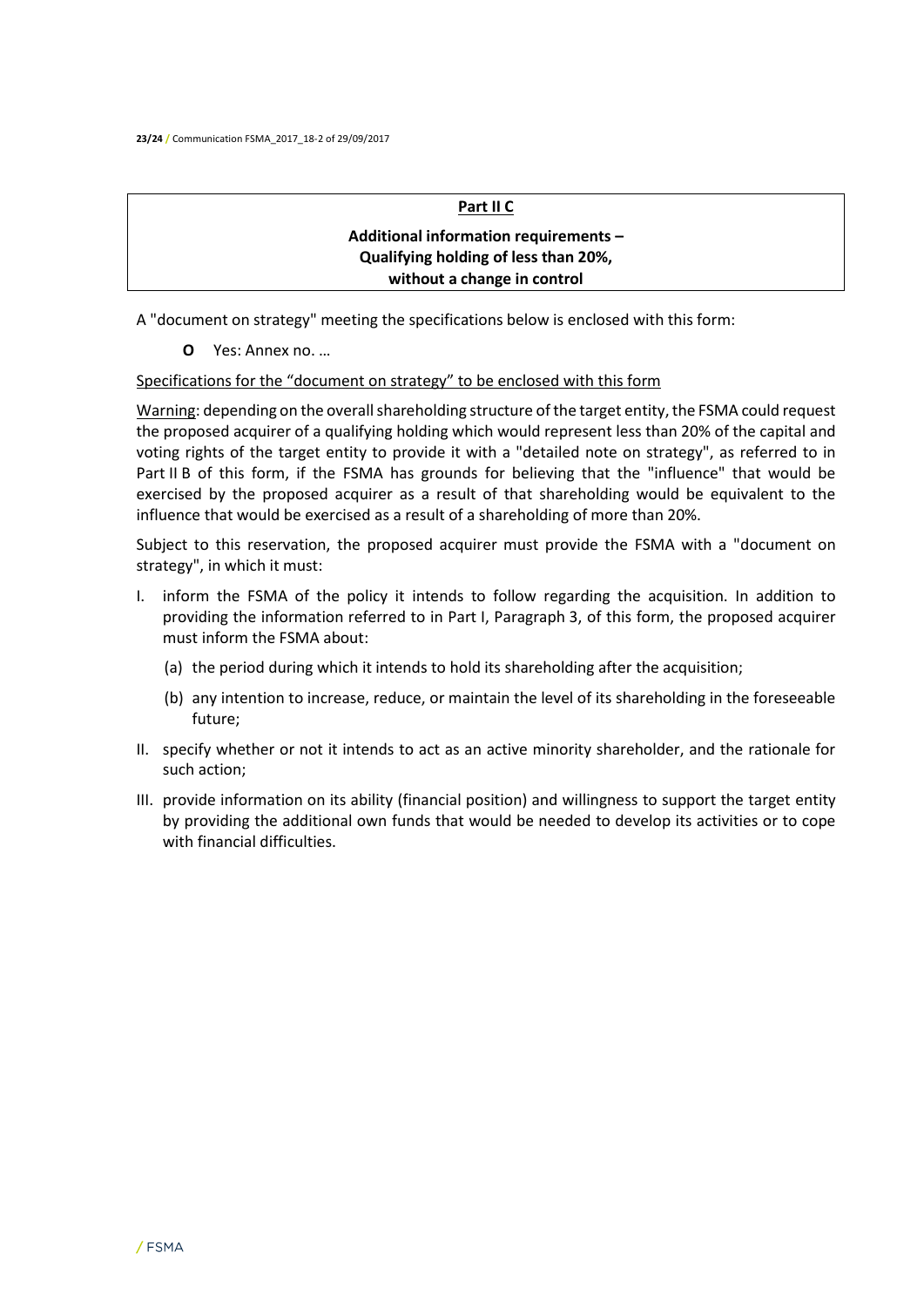**Part II C**

**Additional information requirements – Qualifying holding of less than 20%, without a change in control**

A "document on strategy" meeting the specifications below is enclosed with this form:

- **O** Yes: Annex no. …

Specifications for the "document on strategy" to be enclosed with this form

Warning: depending on the overall shareholding structure of the target entity, the FSMA could request the proposed acquirer of a qualifying holding which would represent less than 20% of the capital and voting rights of the target entity to provide it with a "detailed note on strategy", as referred to in Part II B of this form, if the FSMA has grounds for believing that the "influence" that would be exercised by the proposed acquirer as a result of that shareholding would be equivalent to the influence that would be exercised as a result of a shareholding of more than 20%.

Subject to this reservation, the proposed acquirer must provide the FSMA with a "document on strategy", in which it must:

I. inform the FSMA of the policy it intends to follow regarding the acquisition. In addition to providing the information referred to in Part I, Paragraph 3, of this form, the proposed acquirer must inform the FSMA about:
   (a) the period during which it intends to hold its shareholding after the acquisition;
   (b) any intention to increase, reduce, or maintain the level of its shareholding in the foreseeable future;
II. specify whether or not it intends to act as an active minority shareholder, and the rationale for such action;
III. provide information on its ability (financial position) and willingness to support the target entity by providing the additional own funds that would be needed to develop its activities or to cope with financial difficulties.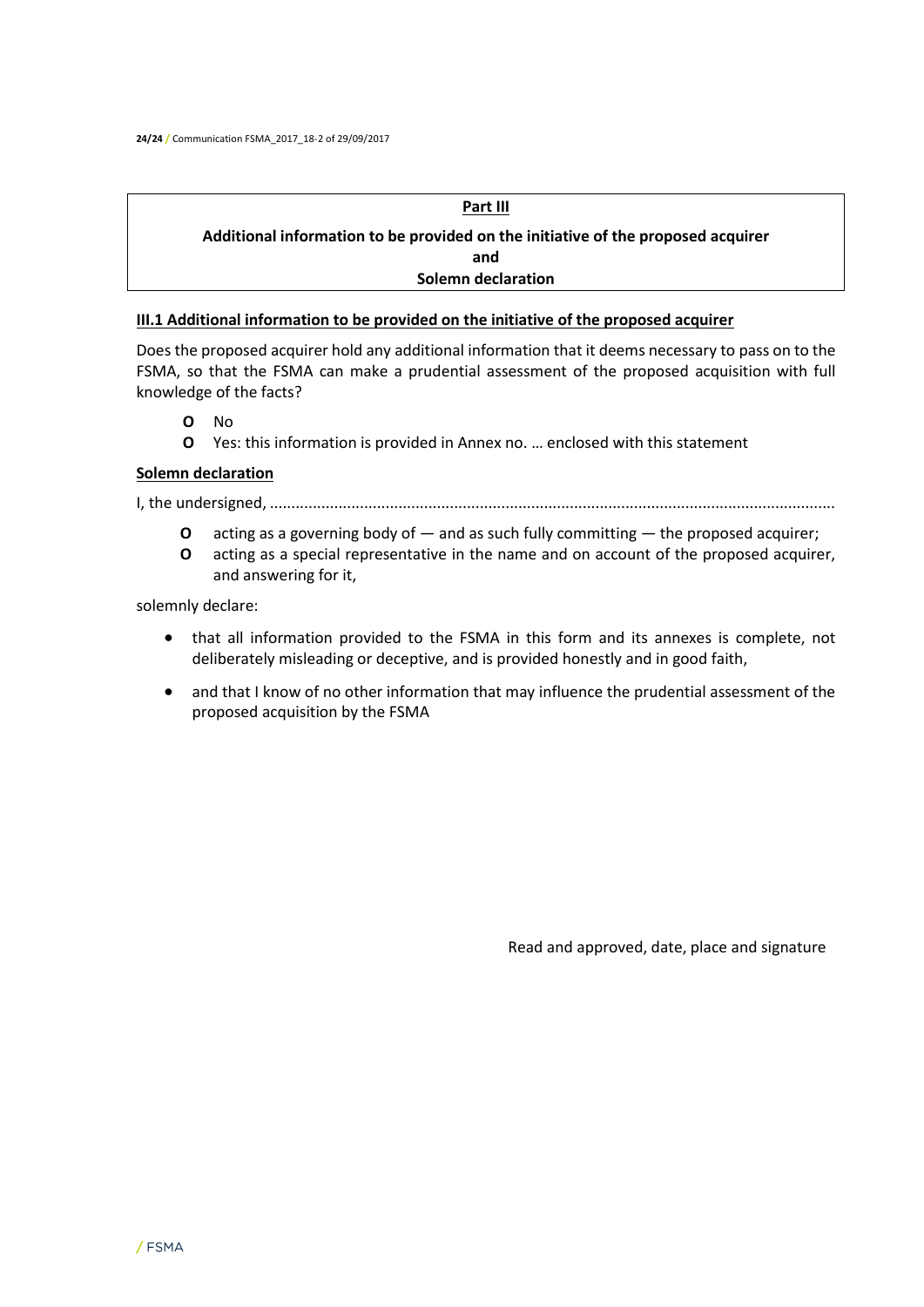**Part III**

**Additional information to be provided on the initiative of the proposed acquirer**
**and**
**Solemn declaration**

**III.1 Additional information to be provided on the initiative of the proposed acquirer**

Does the proposed acquirer hold any additional information that it deems necessary to pass on to the FSMA, so that the FSMA can make a prudential assessment of the proposed acquisition with full knowledge of the facts?

- **O** No
- **O** Yes: this information is provided in Annex no. … enclosed with this statement

**Solemn declaration**

I, the undersigned, ..................................................................................................................................

- **O** acting as a governing body of — and as such fully committing — the proposed acquirer;
- **O** acting as a special representative in the name and on account of the proposed acquirer, and answering for it,

solemnly declare:

- that all information provided to the FSMA in this form and its annexes is complete, not deliberately misleading or deceptive, and is provided honestly and in good faith,
- and that I know of no other information that may influence the prudential assessment of the proposed acquisition by the FSMA

Read and approved, date, place and signature